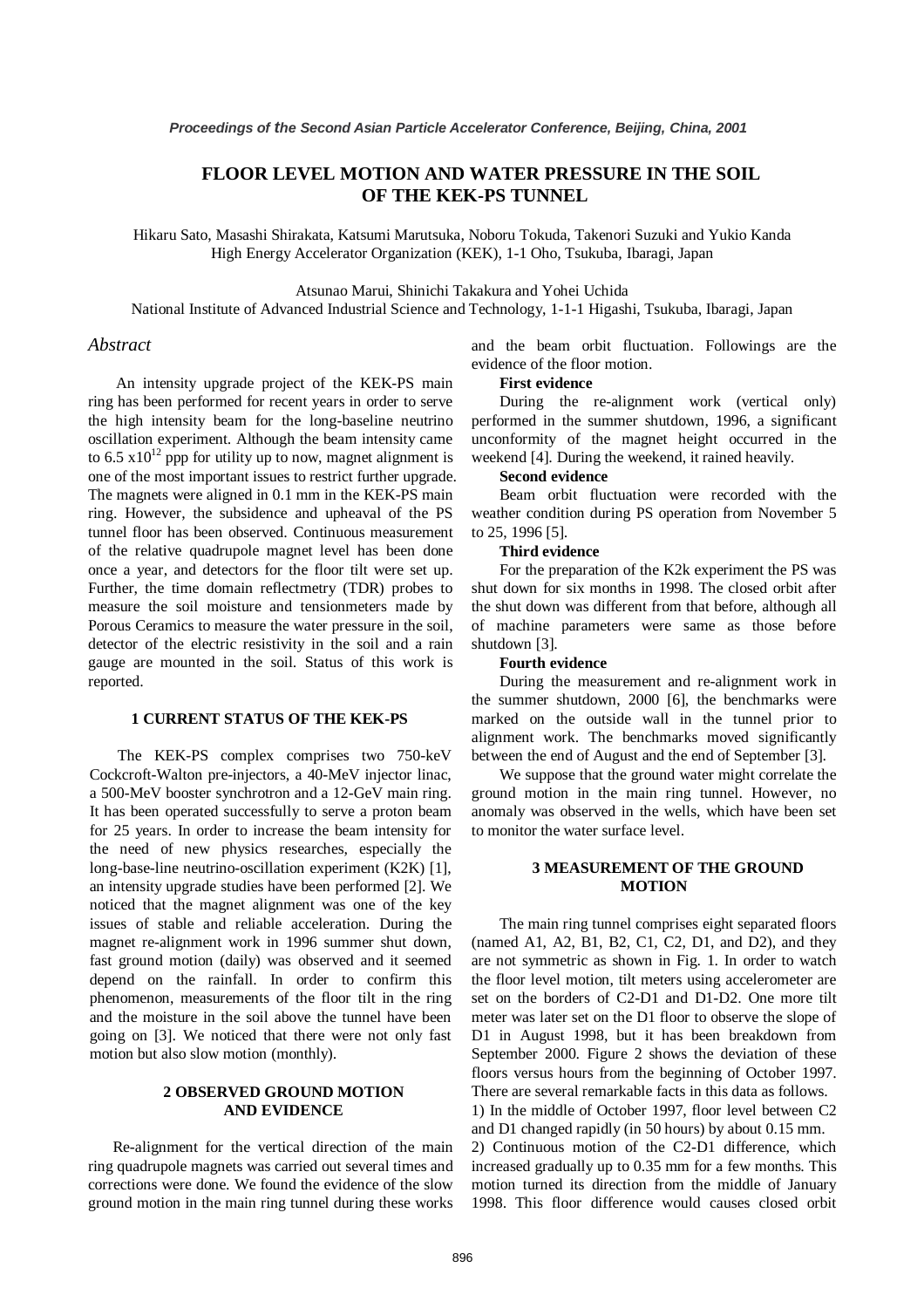# FLOOR LEVEL MOTION AND WATER PRESSURE IN THE SOIL OF THE KEK-PS TUNNEL

Hikaru Sato, Masashi Shirakata, Katsumi Marutsuka, Noboru Tokuda, Takenori Suzuki and Yukio Kanda
High Energy Accelerator Organization (KEK), 1-1 Oho, Tsukuba, Ibaragi, Japan

Atsunao Marui, Shinichi Takakura and Yohei Uchida
National Institute of Advanced Industrial Science and Technology, 1-1-1 Higashi, Tsukuba, Ibaragi, Japan

## *Abstract*

An intensity upgrade project of the KEK-PS main ring has been performed for recent years in order to serve the high intensity beam for the long-baseline neutrino oscillation experiment. Although the beam intensity came to 6.5 $\times 10^{12}$ ppp for utility up to now, magnet alignment is one of the most important issues to restrict further upgrade. The magnets were aligned in 0.1 mm in the KEK-PS main ring. However, the subsidence and upheaval of the PS tunnel floor has been observed. Continuous measurement of the relative quadrupole magnet level has been done once a year, and detectors for the floor tilt were set up. Further, the time domain reflectmetry (TDR) probes to measure the soil moisture and tensionmeters made by Porous Ceramics to measure the water pressure in the soil, detector of the electric resistivity in the soil and a rain gauge are mounted in the soil. Status of this work is reported.

## 1 CURRENT STATUS OF THE KEK-PS

The KEK-PS complex comprises two 750-keV Cockcroft-Walton pre-injectors, a 40-MeV injector linac, a 500-MeV booster synchrotron and a 12-GeV main ring. It has been operated successfully to serve a proton beam for 25 years. In order to increase the beam intensity for the need of new physics researches, especially the long-base-line neutrino-oscillation experiment (K2K) [1], an intensity upgrade studies have been performed [2]. We noticed that the magnet alignment was one of the key issues of stable and reliable acceleration. During the magnet re-alignment work in 1996 summer shut down, fast ground motion (daily) was observed and it seemed depend on the rainfall. In order to confirm this phenomenon, measurements of the floor tilt in the ring and the moisture in the soil above the tunnel have been going on [3]. We noticed that there were not only fast motion but also slow motion (monthly).

## 2 OBSERVED GROUND MOTION AND EVIDENCE

Re-alignment for the vertical direction of the main ring quadrupole magnets was carried out several times and corrections were done. We found the evidence of the slow ground motion in the main ring tunnel during these works and the beam orbit fluctuation. Followings are the evidence of the floor motion.

**First evidence**

During the re-alignment work (vertical only) performed in the summer shutdown, 1996, a significant unconformity of the magnet height occurred in the weekend [4]. During the weekend, it rained heavily.

**Second evidence**

Beam orbit fluctuation were recorded with the weather condition during PS operation from November 5 to 25, 1996 [5].

**Third evidence**

For the preparation of the K2k experiment the PS was shut down for six months in 1998. The closed orbit after the shut down was different from that before, although all of machine parameters were same as those before shutdown [3].

**Fourth evidence**

During the measurement and re-alignment work in the summer shutdown, 2000 [6], the benchmarks were marked on the outside wall in the tunnel prior to alignment work. The benchmarks moved significantly between the end of August and the end of September [3].

We suppose that the ground water might correlate the ground motion in the main ring tunnel. However, no anomaly was observed in the wells, which have been set to monitor the water surface level.

## 3 MEASUREMENT OF THE GROUND MOTION

The main ring tunnel comprises eight separated floors (named A1, A2, B1, B2, C1, C2, D1, and D2), and they are not symmetric as shown in Fig. 1. In order to watch the floor level motion, tilt meters using accelerometer are set on the borders of C2-D1 and D1-D2. One more tilt meter was later set on the D1 floor to observe the slope of D1 in August 1998, but it has been breakdown from September 2000. Figure 2 shows the deviation of these floors versus hours from the beginning of October 1997. There are several remarkable facts in this data as follows.

1) In the middle of October 1997, floor level between C2 and D1 changed rapidly (in 50 hours) by about 0.15 mm.

2) Continuous motion of the C2-D1 difference, which increased gradually up to 0.35 mm for a few months. This motion turned its direction from the middle of January 1998. This floor difference would causes closed orbit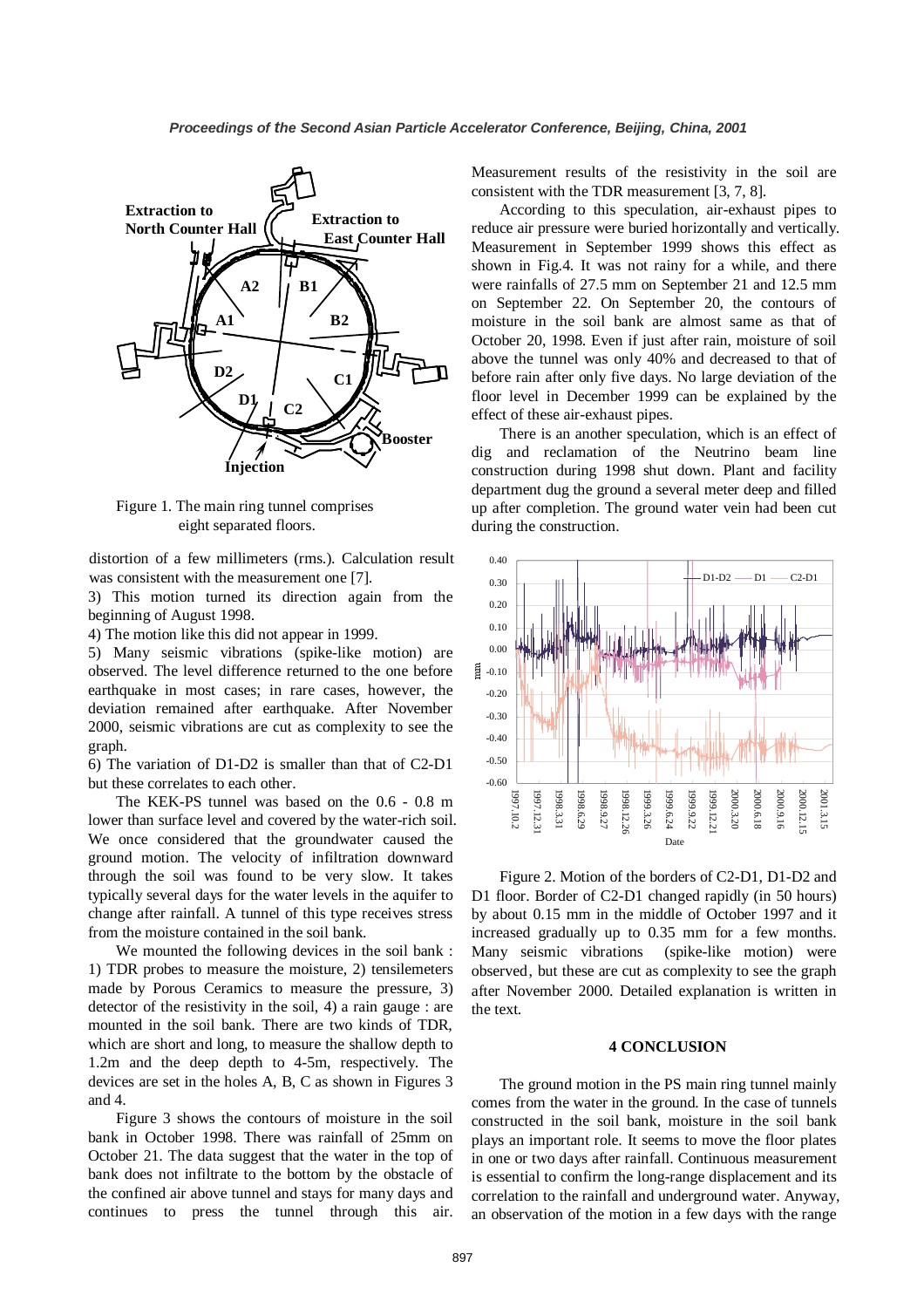Figure 1. The main ring tunnel comprises eight separated floors.

distortion of a few millimeters (rms.). Calculation result was consistent with the measurement one [7].

3) This motion turned its direction again from the beginning of August 1998.

4) The motion like this did not appear in 1999.

5) Many seismic vibrations (spike-like motion) are observed. The level difference returned to the one before earthquake in most cases; in rare cases, however, the deviation remained after earthquake. After November 2000, seismic vibrations are cut as complexity to see the graph.

6) The variation of D1-D2 is smaller than that of C2-D1 but these correlates to each other.

The KEK-PS tunnel was based on the 0.6 - 0.8 m lower than surface level and covered by the water-rich soil. We once considered that the groundwater caused the ground motion. The velocity of infiltration downward through the soil was found to be very slow. It takes typically several days for the water levels in the aquifer to change after rainfall. A tunnel of this type receives stress from the moisture contained in the soil bank.

We mounted the following devices in the soil bank : 1) TDR probes to measure the moisture, 2) tensilemeters made by Porous Ceramics to measure the pressure, 3) detector of the resistivity in the soil, 4) a rain gauge : are mounted in the soil bank. There are two kinds of TDR, which are short and long, to measure the shallow depth to 1.2m and the deep depth to 4-5m, respectively. The devices are set in the holes A, B, C as shown in Figures 3 and 4.

Figure 3 shows the contours of moisture in the soil bank in October 1998. There was rainfall of 25mm on October 21. The data suggest that the water in the top of bank does not infiltrate to the bottom by the obstacle of the confined air above tunnel and stays for many days and continues to press the tunnel through this air. Measurement results of the resistivity in the soil are consistent with the TDR measurement [3, 7, 8].

According to this speculation, air-exhaust pipes to reduce air pressure were buried horizontally and vertically. Measurement in September 1999 shows this effect as shown in Fig.4. It was not rainy for a while, and there were rainfalls of 27.5 mm on September 21 and 12.5 mm on September 22. On September 20, the contours of moisture in the soil bank are almost same as that of October 20, 1998. Even if just after rain, moisture of soil above the tunnel was only 40% and decreased to that of before rain after only five days. No large deviation of the floor level in December 1999 can be explained by the effect of these air-exhaust pipes.

There is an another speculation, which is an effect of dig and reclamation of the Neutrino beam line construction during 1998 shut down. Plant and facility department dug the ground a several meter deep and filled up after completion. The ground water vein had been cut during the construction.

Figure 2. Motion of the borders of C2-D1, D1-D2 and D1 floor. Border of C2-D1 changed rapidly (in 50 hours) by about 0.15 mm in the middle of October 1997 and it increased gradually up to 0.35 mm for a few months. Many seismic vibrations (spike-like motion) were observed, but these are cut as complexity to see the graph after November 2000. Detailed explanation is written in the text.

## 4 CONCLUSION

The ground motion in the PS main ring tunnel mainly comes from the water in the ground. In the case of tunnels constructed in the soil bank, moisture in the soil bank plays an important role. It seems to move the floor plates in one or two days after rainfall. Continuous measurement is essential to confirm the long-range ground displacement and its correlation to the rainfall and underground water. Anyway, an observation of the motion in a few days with the range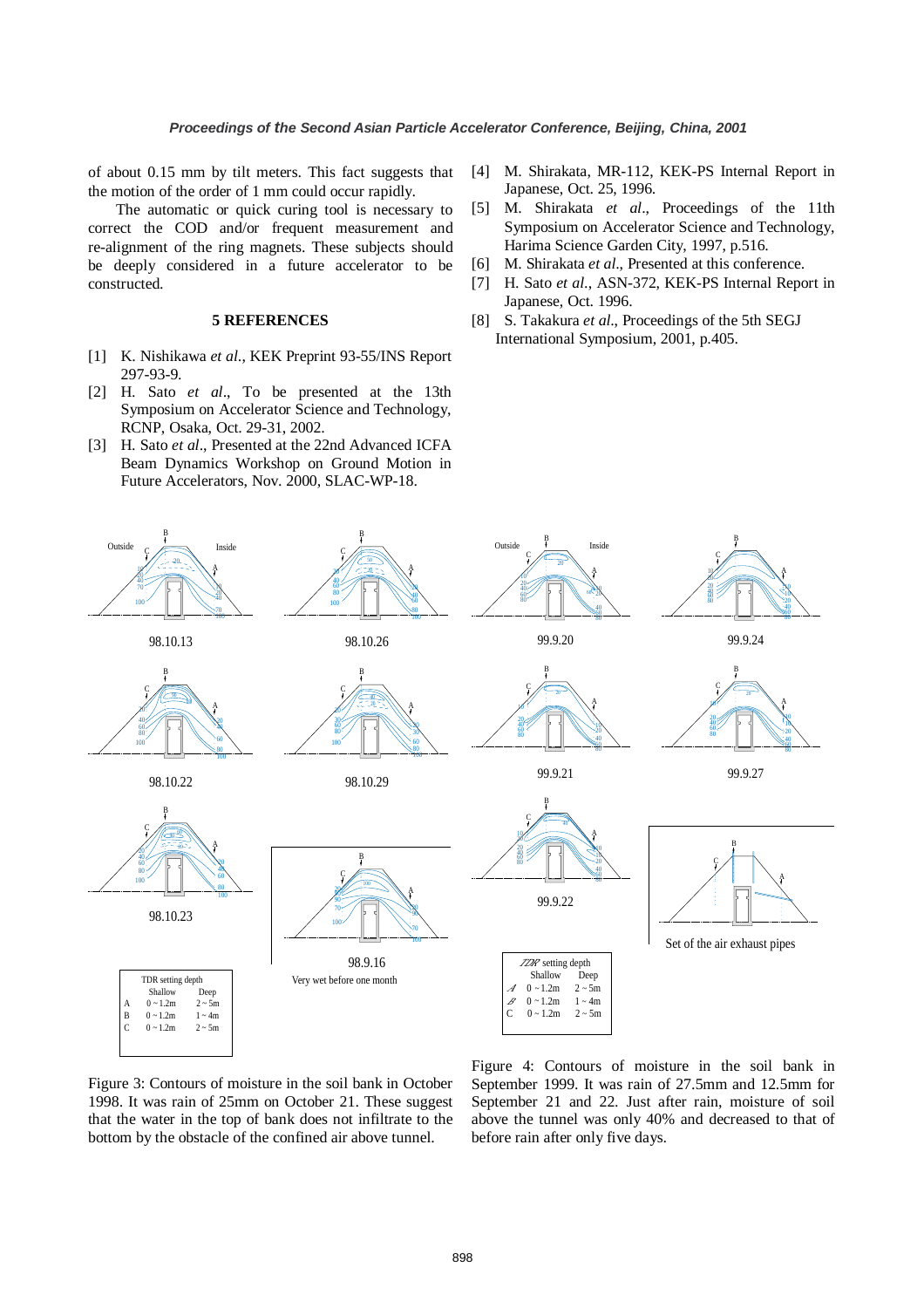of about 0.15 mm by tilt meters. This fact suggests that the motion of the order of 1 mm could occur rapidly.

The automatic or quick curing tool is necessary to correct the COD and/or frequent measurement and re-alignment of the ring magnets. These subjects should be deeply considered in a future accelerator to be constructed.

## 5 REFERENCES

[1] K. Nishikawa *et al.*, KEK Preprint 93-55/INS Report 297-93-9.

[2] H. Sato *et al.*, To be presented at the 13th Symposium on Accelerator Science and Technology, RCNP, Osaka, Oct. 29-31, 2002.

[3] H. Sato *et al*., Presented at the 22nd Advanced ICFA Beam Dynamics Workshop on Ground Motion in Future Accelerators, Nov. 2000, SLAC-WP-18.

[4] M. Shirakata, MR-112, KEK-PS Internal Report in Japanese, Oct. 25, 1996.

[5] M. Shirakata *et al.*, Proceedings of the 11th Symposium on Accelerator Science and Technology, Harima Science Garden City, 1997, p.516.

[6] M. Shirakata *et al.*, Presented at this conference.

[7] H. Sato *et al.*, ASN-372, KEK-PS Internal Report in Japanese, Oct. 1996.

[8] S. Takakura *et al.*, Proceedings of the 5th SEGJ International Symposium, 2001, p.405.

Outside
Inside
98.10.13
98.10.26
98.10.22
98.10.29
98.10.23
98.9.16
Very wet before one month

| TDR setting depth | Shallow | Deep |
|---|---|---|
| A | 0 ~ 1.2m | 2 ~ 5m |
| B | 0 ~ 1.2m | 1 ~ 4m |
| C | 0 ~ 1.2m | 2 ~ 5m |

Figure 3: Contours of moisture in the soil bank in October 1998. It was rain of 25mm on October 21. These suggest that the water in the top of bank does not infiltrate to the bottom by the obstacle of the confined air above tunnel.

Outside
Inside
99.9.20
99.9.24
99.9.21
99.9.27
99.9.22
Set of the air exhaust pipes

| TDR setting depth | Shallow | Deep |
|---|---|---|
| A | 0 ~ 1.2m | 2 ~ 5m |
| B | 0 ~ 1.2m | 1 ~ 4m |
| C | 0 ~ 1.2m | 2 ~ 5m |

Figure 4: Contours of moisture in the soil bank in September 1999. It was rain of 27.5mm and 12.5mm for September 21 and 22. Just after rain, moisture of soil above the tunnel was only 40% and decreased to that of before rain after only five days.